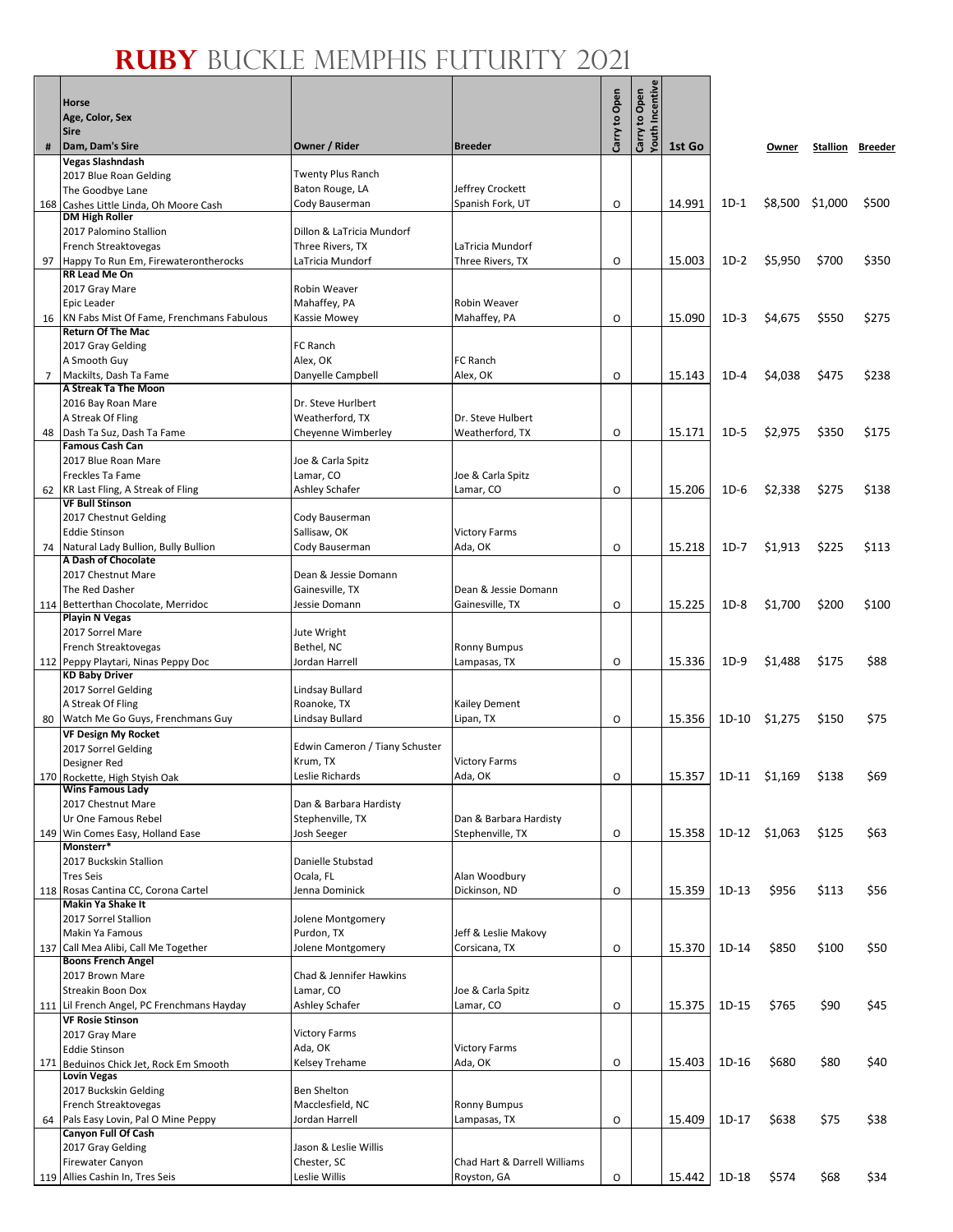# RUBY BUCKLE MEMPHIS FUTURITY 2021

| # | Horse<br>Age, Color, Sex<br>Sire<br>Dam, Dam's Sire | Owner / Rider | Breeder | Carry to Open | Carry to Open Youth Incentive | 1st Go | | Owner | Stallion | Breeder |
|---|---|---|---|---|---|---|---|---|---|---|
| 168 | **Vegas Slashndash**<br>2017 Blue Roan Gelding<br>The Goodbye Lane<br>Cashes Little Linda, Oh Moore Cash | Twenty Plus Ranch<br>Baton Rouge, LA<br>Cody Bauserman | Jeffrey Crockett<br>Spanish Fork, UT | O | | 14.991 | 1D-1 | $8,500 | $1,000 | $500 |
| 97 | **DM High Roller**<br>2017 Palomino Stallion<br>French Streaktovegas<br>Happy To Run Em, Firewaterontherocks | Dillon & LaTricia Mundorf<br>Three Rivers, TX<br>LaTricia Mundorf | LaTricia Mundorf<br>Three Rivers, TX | O | | 15.003 | 1D-2 | $5,950 | $700 | $350 |
| 16 | **RR Lead Me On**<br>2017 Gray Mare<br>Epic Leader<br>KN Fabs Mist Of Fame, Frenchmans Fabulous | Robin Weaver<br>Mahaffey, PA<br>Kassie Mowey | Robin Weaver<br>Mahaffey, PA | O | | 15.090 | 1D-3 | $4,675 | $550 | $275 |
| 7 | **Return Of The Mac**<br>2017 Gray Gelding<br>A Smooth Guy<br>Mackilts, Dash Ta Fame | FC Ranch<br>Alex, OK<br>Danyelle Campbell | FC Ranch<br>Alex, OK | O | | 15.143 | 1D-4 | $4,038 | $475 | $238 |
| 48 | **A Streak Ta The Moon**<br>2016 Bay Roan Mare<br>A Streak Of Fling<br>Dash Ta Suz, Dash Ta Fame | Dr. Steve Hurlbert<br>Weatherford, TX<br>Cheyenne Wimberley | Dr. Steve Hulbert<br>Weatherford, TX | O | | 15.171 | 1D-5 | $2,975 | $350 | $175 |
| 62 | **Famous Cash Can**<br>2017 Blue Roan Mare<br>Freckles Ta Fame<br>KR Last Fling, A Streak of Fling | Joe & Carla Spitz<br>Lamar, CO<br>Ashley Schafer | Joe & Carla Spitz<br>Lamar, CO | O | | 15.206 | 1D-6 | $2,338 | $275 | $138 |
| 74 | **VF Bull Stinson**<br>2017 Chestnut Gelding<br>Eddie Stinson<br>Natural Lady Bullion, Bully Bullion | Cody Bauserman<br>Sallisaw, OK<br>Cody Bauserman | Victory Farms<br>Ada, OK | O | | 15.218 | 1D-7 | $1,913 | $225 | $113 |
| 114 | **A Dash of Chocolate**<br>2017 Chestnut Mare<br>The Red Dasher<br>Betterthan Chocolate, Merridoc | Dean & Jessie Domann<br>Gainesville, TX<br>Jessie Domann | Dean & Jessie Domann<br>Gainesville, TX | O | | 15.225 | 1D-8 | $1,700 | $200 | $100 |
| 112 | **Playin N Vegas**<br>2017 Sorrel Mare<br>French Streaktovegas<br>Peppy Playtari, Ninas Peppy Doc | Jute Wright<br>Bethel, NC<br>Jordan Harrell | Ronny Bumpus<br>Lampasas, TX | O | | 15.336 | 1D-9 | $1,488 | $175 | $88 |
| 80 | **KD Baby Driver**<br>2017 Sorrel Gelding<br>A Streak Of Fling<br>Watch Me Go Guys, Frenchmans Guy | Lindsay Bullard<br>Roanoke, TX<br>Lindsay Bullard | Kailey Dement<br>Lipan, TX | O | | 15.356 | 1D-10 | $1,275 | $150 | $75 |
| 170 | **VF Design My Rocket**<br>2017 Sorrel Gelding<br>Designer Red<br>Rockette, High Styish Oak | Edwin Cameron / Tiany Schuster<br>Krum, TX<br>Leslie Richards | Victory Farms<br>Ada, OK | O | | 15.357 | 1D-11 | $1,169 | $138 | $69 |
| 149 | **Wins Famous Lady**<br>2017 Chestnut Mare<br>Ur One Famous Rebel<br>Win Comes Easy, Holland Ease | Dan & Barbara Hardisty<br>Stephenville, TX<br>Josh Seeger | Dan & Barbara Hardisty<br>Stephenville, TX | O | | 15.358 | 1D-12 | $1,063 | $125 | $63 |
| 118 | **Monsterr***<br>2017 Buckskin Stallion<br>Tres Seis<br>Rosas Cantina CC, Corona Cartel | Danielle Stubstad<br>Ocala, FL<br>Jenna Dominick | Alan Woodbury<br>Dickinson, ND | O | | 15.359 | 1D-13 | $956 | $113 | $56 |
| 137 | **Makin Ya Shake It**<br>2017 Sorrel Stallion<br>Makin Ya Famous<br>Call Mea Alibi, Call Me Together | Jolene Montgomery<br>Purdon, TX<br>Jolene Montgomery | Jeff & Leslie Makovy<br>Corsicana, TX | O | | 15.370 | 1D-14 | $850 | $100 | $50 |
| 111 | **Boons French Angel**<br>2017 Brown Mare<br>Streakin Boon Dox<br>Lil French Angel, PC Frenchmans Hayday | Chad & Jennifer Hawkins<br>Lamar, CO<br>Ashley Schafer | Joe & Carla Spitz<br>Lamar, CO | O | | 15.375 | 1D-15 | $765 | $90 | $45 |
| 171 | **VF Rosie Stinson**<br>2017 Gray Mare<br>Eddie Stinson<br>Beduinos Chick Jet, Rock Em Smooth | Victory Farms<br>Ada, OK<br>Kelsey Trehame | Victory Farms<br>Ada, OK | O | | 15.403 | 1D-16 | $680 | $80 | $40 |
| 64 | **Lovin Vegas**<br>2017 Buckskin Gelding<br>French Streaktovegas<br>Pals Easy Lovin, Pal O Mine Peppy | Ben Shelton<br>Macclesfield, NC<br>Jordan Harrell | Ronny Bumpus<br>Lampasas, TX | O | | 15.409 | 1D-17 | $638 | $75 | $38 |
| 119 | **Canyon Full Of Cash**<br>2017 Gray Gelding<br>Firewater Canyon<br>Allies Cashin In, Tres Seis | Jason & Leslie Willis<br>Chester, SC<br>Leslie Willis | Chad Hart & Darrell Williams<br>Royston, GA | O | | 15.442 | 1D-18 | $574 | $68 | $34 |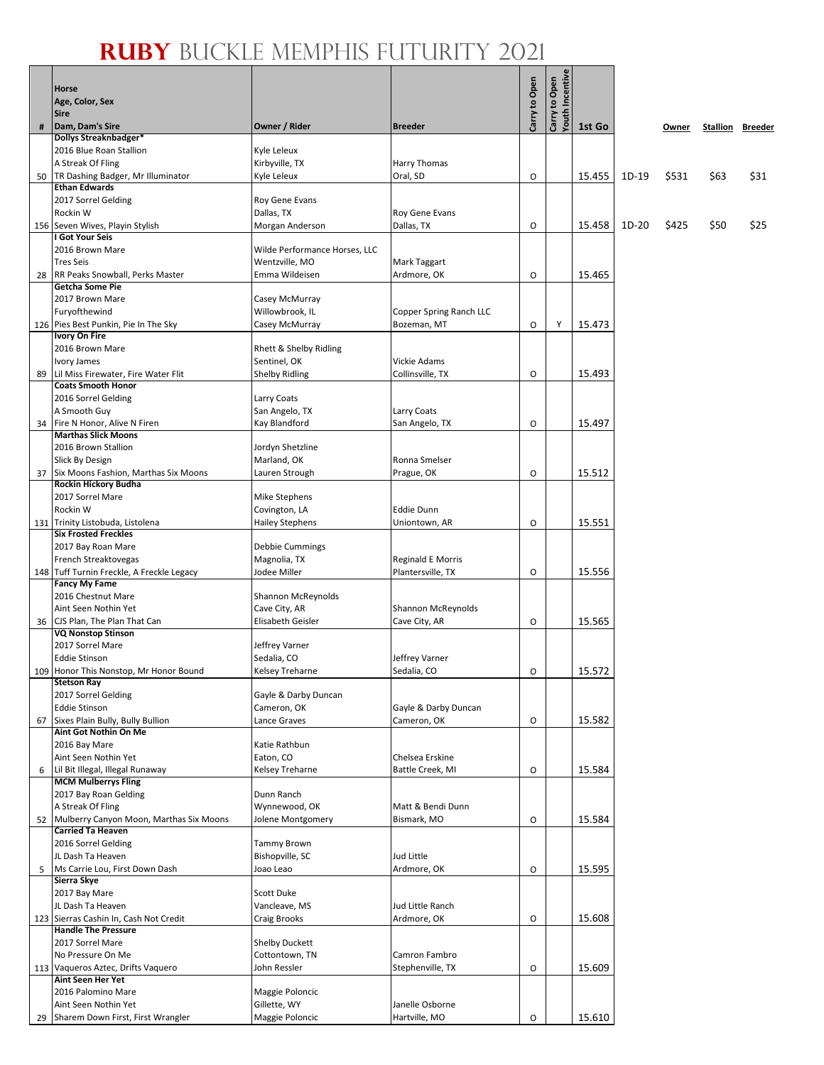# RUBY BUCKLE MEMPHIS FUTURITY 2021

| # | Horse<br>Age, Color, Sex<br>Sire<br>Dam, Dam's Sire | Owner / Rider | Breeder | Carry to Open | Carry to Open Youth Incentive | 1st Go | | Owner | Stallion | Breeder |
|---|---|---|---|---|---|---|---|---|---|---|
| 50 | **Dollys Streaknbadger***<br>2016 Blue Roan Stallion<br>A Streak Of Fling<br>TR Dashing Badger, Mr Illuminator | Kyle Leleux<br>Kirbyville, TX<br>Kyle Leleux | Harry Thomas<br>Oral, SD | O | | 15.455 | 1D-19 | $531 | $63 | $31 |
| 156 | **Ethan Edwards**<br>2017 Sorrel Gelding<br>Rockin W<br>Seven Wives, Playin Stylish | Roy Gene Evans<br>Dallas, TX<br>Morgan Anderson | Roy Gene Evans<br>Dallas, TX | O | | 15.458 | 1D-20 | $425 | $50 | $25 |
| 28 | **I Got Your Seis**<br>2016 Brown Mare<br>Tres Seis<br>RR Peaks Snowball, Perks Master | Wilde Performance Horses, LLC<br>Wentzville, MO<br>Emma Wildeisen | Mark Taggart<br>Ardmore, OK | O | | 15.465 | | | | |
| 126 | **Getcha Some Pie**<br>2017 Brown Mare<br>Furyofthewind<br>Pies Best Punkin, Pie In The Sky | Casey McMurray<br>Willowbrook, IL<br>Casey McMurray | Copper Spring Ranch LLC<br>Bozeman, MT | O | Y | 15.473 | | | | |
| 89 | **Ivory On Fire**<br>2016 Brown Mare<br>Ivory James<br>Lil Miss Firewater, Fire Water Flit | Rhett & Shelby Ridling<br>Sentinel, OK<br>Shelby Ridling | Vickie Adams<br>Collinsville, TX | O | | 15.493 | | | | |
| 34 | **Coats Smooth Honor**<br>2016 Sorrel Gelding<br>A Smooth Guy<br>Fire N Honor, Alive N Firen | Larry Coats<br>San Angelo, TX<br>Kay Blandford | Larry Coats<br>San Angelo, TX | O | | 15.497 | | | | |
| 37 | **Marthas Slick Moons**<br>2016 Brown Stallion<br>Slick By Design<br>Six Moons Fashion, Marthas Six Moons | Jordyn Shetzline<br>Marland, OK<br>Lauren Strough | Ronna Smelser<br>Prague, OK | O | | 15.512 | | | | |
| 131 | **Rockin Hickory Budha**<br>2017 Sorrel Mare<br>Rockin W<br>Trinity Listobuda, Listolena | Mike Stephens<br>Covington, LA<br>Hailey Stephens | Eddie Dunn<br>Uniontown, AR | O | | 15.551 | | | | |
| 148 | **Six Frosted Freckles**<br>2017 Bay Roan Mare<br>French Streaktovegas<br>Tuff Turnin Freckle, A Freckle Legacy | Debbie Cummings<br>Magnolia, TX<br>Jodee Miller | Reginald E Morris<br>Plantersville, TX | O | | 15.556 | | | | |
| 36 | **Fancy My Fame**<br>2016 Chestnut Mare<br>Aint Seen Nothin Yet<br>CJS Plan, The Plan That Can | Shannon McReynolds<br>Cave City, AR<br>Elisabeth Geisler | Shannon McReynolds<br>Cave City, AR | O | | 15.565 | | | | |
| 109 | **VQ Nonstop Stinson**<br>2017 Sorrel Mare<br>Eddie Stinson<br>Honor This Nonstop, Mr Honor Bound | Jeffrey Varner<br>Sedalia, CO<br>Kelsey Treharne | Jeffrey Varner<br>Sedalia, CO | O | | 15.572 | | | | |
| 67 | **Stetson Ray**<br>2017 Sorrel Gelding<br>Eddie Stinson<br>Sixes Plain Bully, Bully Bullion | Gayle & Darby Duncan<br>Cameron, OK<br>Lance Graves | Gayle & Darby Duncan<br>Cameron, OK | O | | 15.582 | | | | |
| 6 | **Aint Got Nothin On Me**<br>2016 Bay Mare<br>Aint Seen Nothin Yet<br>Lil Bit Illegal, Illegal Runaway | Katie Rathbun<br>Eaton, CO<br>Kelsey Treharne | Chelsea Erskine<br>Battle Creek, MI | O | | 15.584 | | | | |
| 52 | **MCM Mulberrys Fling**<br>2017 Bay Roan Gelding<br>A Streak Of Fling<br>Mulberry Canyon Moon, Marthas Six Moons | Dunn Ranch<br>Wynnewood, OK<br>Jolene Montgomery | Matt & Bendi Dunn<br>Bismark, MO | O | | 15.584 | | | | |
| 5 | **Carried Ta Heaven**<br>2016 Sorrel Gelding<br>JL Dash Ta Heaven<br>Ms Carrie Lou, First Down Dash | Tammy Brown<br>Bishopville, SC<br>Joao Leao | Jud Little<br>Ardmore, OK | O | | 15.595 | | | | |
| 123 | **Sierra Skye**<br>2017 Bay Mare<br>JL Dash Ta Heaven<br>Sierras Cashin In, Cash Not Credit | Scott Duke<br>Vancleave, MS<br>Craig Brooks | Jud Little Ranch<br>Ardmore, OK | O | | 15.608 | | | | |
| 113 | **Handle The Pressure**<br>2017 Sorrel Mare<br>No Pressure On Me<br>Vaqueros Aztec, Drifts Vaquero | Shelby Duckett<br>Cottontown, TN<br>John Ressler | Camron Fambro<br>Stephenville, TX | O | | 15.609 | | | | |
| 29 | **Aint Seen Her Yet**<br>2016 Palomino Mare<br>Aint Seen Nothin Yet<br>Sharem Down First, First Wrangler | Maggie Poloncic<br>Gillette, WY<br>Maggie Poloncic | Janelle Osborne<br>Hartville, MO | O | | 15.610 | | | | |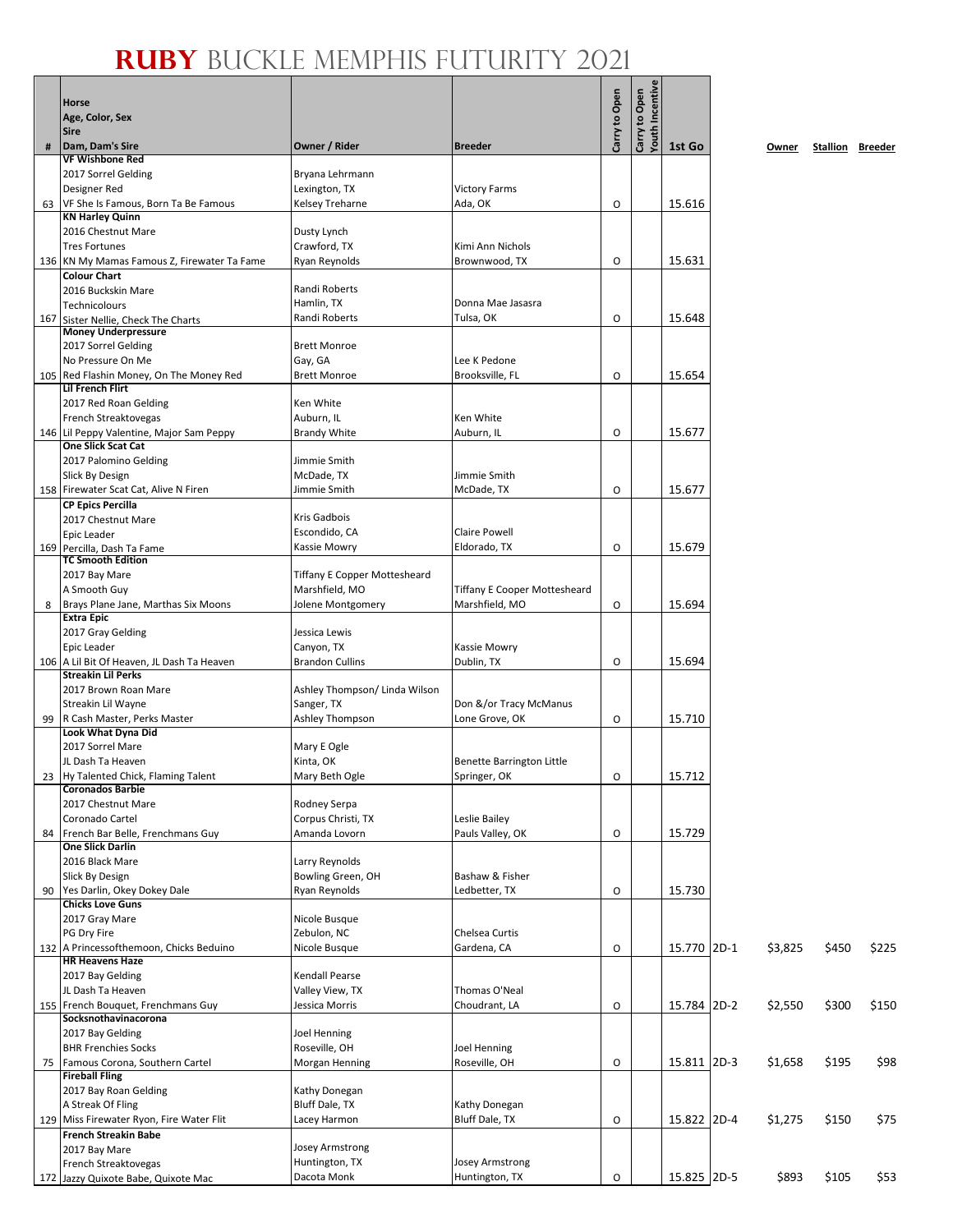# RUBY BUCKLE MEMPHIS FUTURITY 2021

| # | Horse / Age, Color, Sex / Sire / Dam, Dam's Sire | Owner / Rider | Breeder | Carry to Open | Carry to Open Youth Incentive | 1st Go | | Owner | Stallion | Breeder |
|---|---|---|---|---|---|---|---|---|---|---|
| 63 | **VF Wishbone Red** 2017 Sorrel Gelding Designer Red VF She Is Famous, Born Ta Be Famous | Bryana Lehrmann Lexington, TX Kelsey Treharne | Victory Farms Ada, OK | O | | 15.616 | | | | |
| 136 | **KN Harley Quinn** 2016 Chestnut Mare Tres Fortunes KN My Mamas Famous Z, Firewater Ta Fame | Dusty Lynch Crawford, TX Ryan Reynolds | Kimi Ann Nichols Brownwood, TX | O | | 15.631 | | | | |
| 167 | **Colour Chart** 2016 Buckskin Mare Technicolours Sister Nellie, Check The Charts | Randi Roberts Hamlin, TX Randi Roberts | Donna Mae Jasasra Tulsa, OK | O | | 15.648 | | | | |
| 105 | **Money Underpressure** 2017 Sorrel Gelding No Pressure On Me Red Flashin Money, On The Money Red | Brett Monroe Gay, GA Brett Monroe | Lee K Pedone Brooksville, FL | O | | 15.654 | | | | |
| 146 | **Lil French Flirt** 2017 Red Roan Gelding French Streaktovegas Lil Peppy Valentine, Major Sam Peppy | Ken White Auburn, IL Brandy White | Ken White Auburn, IL | O | | 15.677 | | | | |
| 158 | **One Slick Scat Cat** 2017 Palomino Gelding Slick By Design Firewater Scat Cat, Alive N Firen | Jimmie Smith McDade, TX Jimmie Smith | Jimmie Smith McDade, TX | O | | 15.677 | | | | |
| 169 | **CP Epics Percilla** 2017 Chestnut Mare Epic Leader Percilla, Dash Ta Fame | Kris Gadbois Escondido, CA Kassie Mowry | Claire Powell Eldorado, TX | O | | 15.679 | | | | |
| 8 | **TC Smooth Edition** 2017 Bay Mare A Smooth Guy Brays Plane Jane, Marthas Six Moons | Tiffany E Copper Mottesheard Marshfield, MO Jolene Montgomery | Tiffany E Cooper Mottesheard Marshfield, MO | O | | 15.694 | | | | |
| 106 | **Extra Epic** 2017 Gray Gelding Epic Leader A Lil Bit Of Heaven, JL Dash Ta Heaven | Jessica Lewis Canyon, TX Brandon Cullins | Kassie Mowry Dublin, TX | O | | 15.694 | | | | |
| 99 | **Streakin Lil Perks** 2017 Brown Roan Mare Streakin Lil Wayne R Cash Master, Perks Master | Ashley Thompson/ Linda Wilson Sanger, TX Ashley Thompson | Don &/or Tracy McManus Lone Grove, OK | O | | 15.710 | | | | |
| 23 | **Look What Dyna Did** 2017 Sorrel Mare JL Dash Ta Heaven Hy Talented Chick, Flaming Talent | Mary E Ogle Kinta, OK Mary Beth Ogle | Benette Barrington Little Springer, OK | O | | 15.712 | | | | |
| 84 | **Coronados Barbie** 2017 Chestnut Mare Coronado Cartel French Bar Belle, Frenchmans Guy | Rodney Serpa Corpus Christi, TX Amanda Lovorn | Leslie Bailey Pauls Valley, OK | O | | 15.729 | | | | |
| 90 | **One Slick Darlin** 2016 Black Mare Slick By Design Yes Darlin, Okey Dokey Dale | Larry Reynolds Bowling Green, OH Ryan Reynolds | Bashaw & Fisher Ledbetter, TX | O | | 15.730 | | | | |
| 132 | **Chicks Love Guns** 2017 Gray Mare PG Dry Fire A Princessofthemoon, Chicks Beduino | Nicole Busque Zebulon, NC Nicole Busque | Chelsea Curtis Gardena, CA | O | | 15.770 | 2D-1 | $3,825 | $450 | $225 |
| 155 | **HR Heavens Haze** 2017 Bay Gelding JL Dash Ta Heaven French Bouquet, Frenchmans Guy | Kendall Pearse Valley View, TX Jessica Morris | Thomas O'Neal Choudrant, LA | O | | 15.784 | 2D-2 | $2,550 | $300 | $150 |
| 75 | **Socksnothavinacorona** 2017 Bay Gelding BHR Frenchies Socks Famous Corona, Southern Cartel | Joel Henning Roseville, OH Morgan Henning | Joel Henning Roseville, OH | O | | 15.811 | 2D-3 | $1,658 | $195 | $98 |
| 129 | **Fireball Fling** 2017 Bay Roan Gelding A Streak Of Fling Miss Firewater Ryon, Fire Water Flit | Kathy Donegan Bluff Dale, TX Lacey Harmon | Kathy Donegan Bluff Dale, TX | O | | 15.822 | 2D-4 | $1,275 | $150 | $75 |
| 172 | **French Streakin Babe** 2017 Bay Mare French Streaktovegas Jazzy Quixote Babe, Quixote Mac | Josey Armstrong Huntington, TX Dacota Monk | Josey Armstrong Huntington, TX | O | | 15.825 | 2D-5 | $893 | $105 | $53 |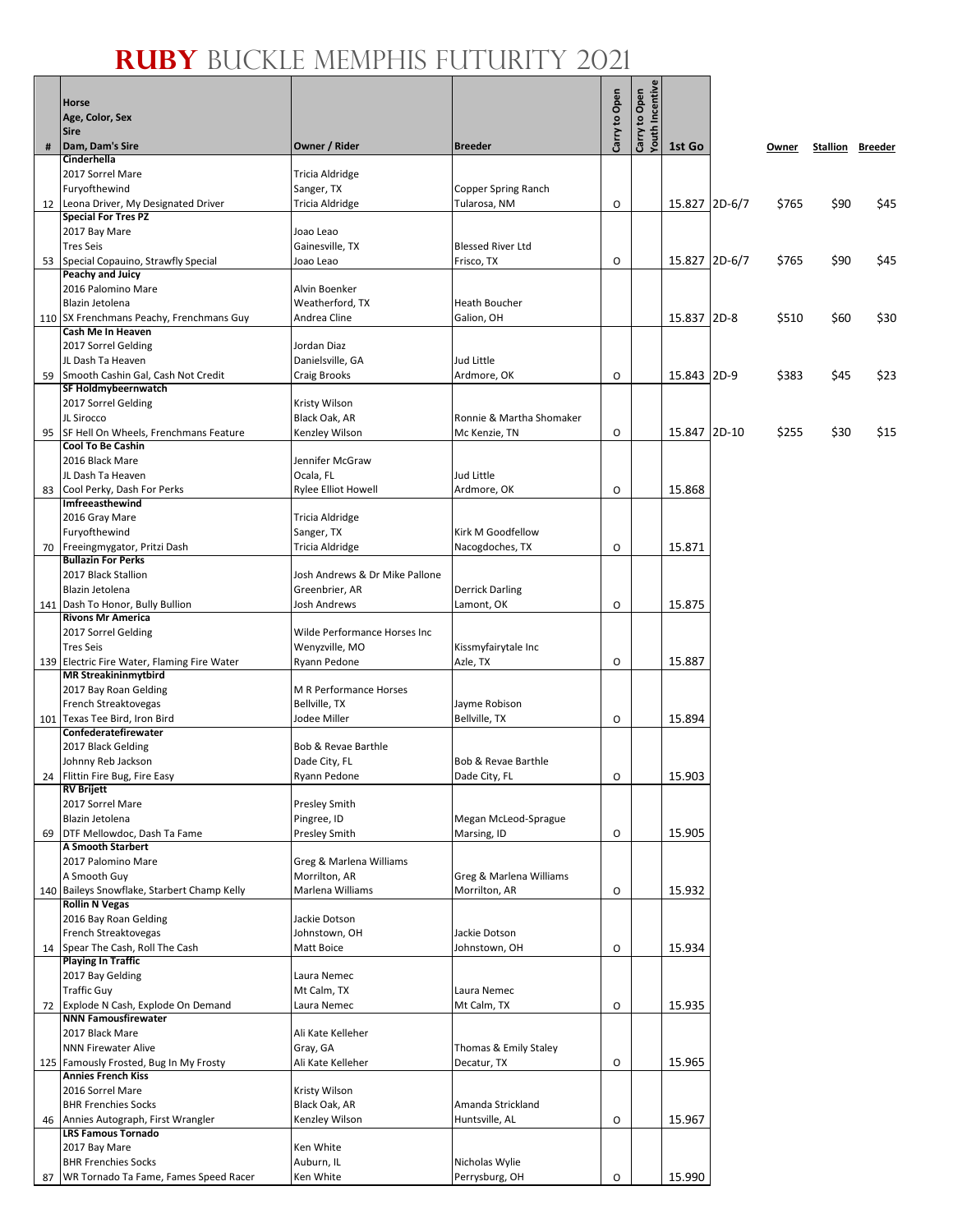# RUBY BUCKLE MEMPHIS FUTURITY 2021

| # | Horse<br>Age, Color, Sex<br>Sire<br>Dam, Dam's Sire | Owner / Rider | Breeder | Carry to Open | Carry to Open Youth Incentive | 1st Go | | Owner | Stallion | Breeder |
|---|---|---|---|---|---|---|---|---|---|---|
| 12 | **Cinderhella**<br>2017 Sorrel Mare<br>Furyofthewind<br>Leona Driver, My Designated Driver | Tricia Aldridge<br>Sanger, TX<br>Tricia Aldridge | Copper Spring Ranch<br>Tularosa, NM | O | | 15.827 | 2D-6/7 | $765 | $90 | $45 |
| 53 | **Special For Tres PZ**<br>2017 Bay Mare<br>Tres Seis<br>Special Copauino, Strawfly Special | Joao Leao<br>Gainesville, TX<br>Joao Leao | Blessed River Ltd<br>Frisco, TX | O | | 15.827 | 2D-6/7 | $765 | $90 | $45 |
| 110 | **Peachy and Juicy**<br>2016 Palomino Mare<br>Blazin Jetolena<br>SX Frenchmans Peachy, Frenchmans Guy | Alvin Boenker<br>Weatherford, TX<br>Andrea Cline | Heath Boucher<br>Galion, OH | | | 15.837 | 2D-8 | $510 | $60 | $30 |
| 59 | **Cash Me In Heaven**<br>2017 Sorrel Gelding<br>JL Dash Ta Heaven<br>Smooth Cashin Gal, Cash Not Credit | Jordan Diaz<br>Danielsville, GA<br>Craig Brooks | Jud Little<br>Ardmore, OK | O | | 15.843 | 2D-9 | $383 | $45 | $23 |
| 95 | **SF Holdmybeernwatch**<br>2017 Sorrel Gelding<br>JL Sirocco<br>SF Hell On Wheels, Frenchmans Feature | Kristy Wilson<br>Black Oak, AR<br>Kenzley Wilson | Ronnie & Martha Shomaker<br>Mc Kenzie, TN | O | | 15.847 | 2D-10 | $255 | $30 | $15 |
| 83 | **Cool To Be Cashin**<br>2016 Black Mare<br>JL Dash Ta Heaven<br>Cool Perky, Dash For Perks | Jennifer McGraw<br>Ocala, FL<br>Rylee Elliot Howell | Jud Little<br>Ardmore, OK | O | | 15.868 | | | | |
| 70 | **Imfreeasthewind**<br>2016 Gray Mare<br>Furyofthewind<br>Freeingmygator, Pritzi Dash | Tricia Aldridge<br>Sanger, TX<br>Tricia Aldridge | Kirk M Goodfellow<br>Nacogdoches, TX | O | | 15.871 | | | | |
| 141 | **Bullazin For Perks**<br>2017 Black Stallion<br>Blazin Jetolena<br>Dash To Honor, Bully Bullion | Josh Andrews & Dr Mike Pallone<br>Greenbrier, AR<br>Josh Andrews | Derrick Darling<br>Lamont, OK | O | | 15.875 | | | | |
| 139 | **Rivons Mr America**<br>2017 Sorrel Gelding<br>Tres Seis<br>Electric Fire Water, Flaming Fire Water | Wilde Performance Horses Inc<br>Wenyzville, MO<br>Ryann Pedone | Kissmyfairytale Inc<br>Azle, TX | O | | 15.887 | | | | |
| 101 | **MR Streakininmytbird**<br>2017 Bay Roan Gelding<br>French Streaktovegas<br>Texas Tee Bird, Iron Bird | M R Performance Horses<br>Bellville, TX<br>Jodee Miller | Jayme Robison<br>Bellville, TX | O | | 15.894 | | | | |
| 24 | **Confederatefirewater**<br>2017 Black Gelding<br>Johnny Reb Jackson<br>Flittin Fire Bug, Fire Easy | Bob & Revae Barthle<br>Dade City, FL<br>Ryann Pedone | Bob & Revae Barthle<br>Dade City, FL | O | | 15.903 | | | | |
| 69 | **RV Brijett**<br>2017 Sorrel Mare<br>Blazin Jetolena<br>DTF Mellowdoc, Dash Ta Fame | Presley Smith<br>Pingree, ID<br>Presley Smith | Megan McLeod-Sprague<br>Marsing, ID | O | | 15.905 | | | | |
| 140 | **A Smooth Starbert**<br>2017 Palomino Mare<br>A Smooth Guy<br>Baileys Snowflake, Starbert Champ Kelly | Greg & Marlena Williams<br>Morrilton, AR<br>Marlena Williams | Greg & Marlena Williams<br>Morrilton, AR | O | | 15.932 | | | | |
| 14 | **Rollin N Vegas**<br>2016 Bay Roan Gelding<br>French Streaktovegas<br>Spear The Cash, Roll The Cash | Jackie Dotson<br>Johnstown, OH<br>Matt Boice | Jackie Dotson<br>Johnstown, OH | O | | 15.934 | | | | |
| 72 | **Playing In Traffic**<br>2017 Bay Gelding<br>Traffic Guy<br>Explode N Cash, Explode On Demand | Laura Nemec<br>Mt Calm, TX<br>Laura Nemec | Laura Nemec<br>Mt Calm, TX | O | | 15.935 | | | | |
| 125 | **NNN Famousfirewater**<br>2017 Black Mare<br>NNN Firewater Alive<br>Famously Frosted, Bug In My Frosty | Ali Kate Kelleher<br>Gray, GA<br>Ali Kate Kelleher | Thomas & Emily Staley<br>Decatur, TX | O | | 15.965 | | | | |
| 46 | **Annies French Kiss**<br>2016 Sorrel Mare<br>BHR Frenchies Socks<br>Annies Autograph, First Wrangler | Kristy Wilson<br>Black Oak, AR<br>Kenzley Wilson | Amanda Strickland<br>Huntsville, AL | O | | 15.967 | | | | |
| 87 | **LRS Famous Tornado**<br>2017 Bay Mare<br>BHR Frenchies Socks<br>WR Tornado Ta Fame, Fames Speed Racer | Ken White<br>Auburn, IL<br>Ken White | Nicholas Wylie<br>Perrysburg, OH | O | | 15.990 | | | | |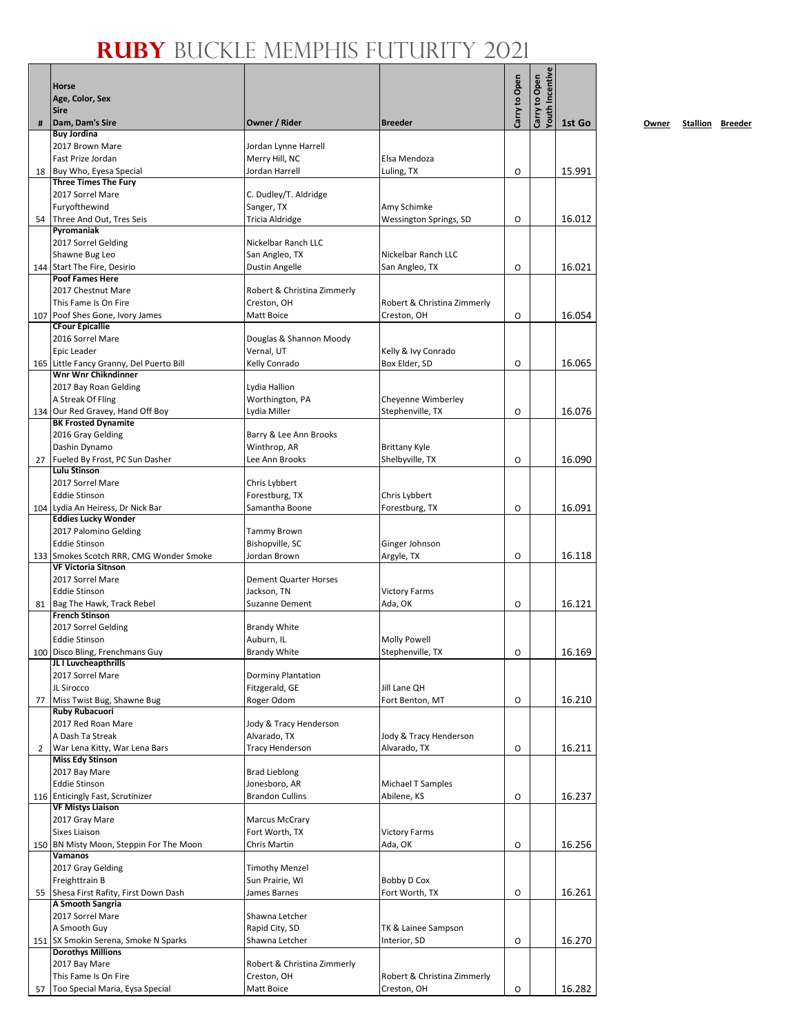# RUBY BUCKLE MEMPHIS FUTURITY 2021

| # | Horse / Age, Color, Sex / Sire / Dam, Dam's Sire | Owner / Rider | Breeder | Carry to Open | Carry to Open Youth Incentive | 1st Go |
|---|---|---|---|---|---|---|
| 18 | **Buy Jordina**<br>2017 Brown Mare<br>Fast Prize Jordan<br>Buy Who, Eyesa Special | Jordan Lynne Harrell<br>Merry Hill, NC<br>Jordan Harrell | Elsa Mendoza<br>Luling, TX | O | | 15.991 |
| 54 | **Three Times The Fury**<br>2017 Sorrel Mare<br>Furyofthewind<br>Three And Out, Tres Seis | C. Dudley/T. Aldridge<br>Sanger, TX<br>Tricia Aldridge | Amy Schimke<br>Wessington Springs, SD | O | | 16.012 |
| 144 | **Pyromaniak**<br>2017 Sorrel Gelding<br>Shawne Bug Leo<br>Start The Fire, Desirio | Nickelbar Ranch LLC<br>San Angleo, TX<br>Dustin Angelle | Nickelbar Ranch LLC<br>San Angleo, TX | O | | 16.021 |
| 107 | **Poof Fames Here**<br>2017 Chestnut Mare<br>This Fame Is On Fire<br>Poof Shes Gone, Ivory James | Robert & Christina Zimmerly<br>Creston, OH<br>Matt Boice | Robert & Christina Zimmerly<br>Creston, OH | O | | 16.054 |
| 165 | **CFour Epicallie**<br>2016 Sorrel Mare<br>Epic Leader<br>Little Fancy Granny, Del Puerto Bill | Douglas & Shannon Moody<br>Vernal, UT<br>Kelly Conrado | Kelly & Ivy Conrado<br>Box Elder, SD | O | | 16.065 |
| 134 | **Wnr Wnr Chikndinner**<br>2017 Bay Roan Gelding<br>A Streak Of Fling<br>Our Red Gravey, Hand Off Boy | Lydia Hallion<br>Worthington, PA<br>Lydia Miller | Cheyenne Wimberley<br>Stephenville, TX | O | | 16.076 |
| 27 | **BK Frosted Dynamite**<br>2016 Gray Gelding<br>Dashin Dynamo<br>Fueled By Frost, PC Sun Dasher | Barry & Lee Ann Brooks<br>Winthrop, AR<br>Lee Ann Brooks | Brittany Kyle<br>Shelbyville, TX | O | | 16.090 |
| 104 | **Lulu Stinson**<br>2017 Sorrel Mare<br>Eddie Stinson<br>Lydia An Heiress, Dr Nick Bar | Chris Lybbert<br>Forestburg, TX<br>Samantha Boone | Chris Lybbert<br>Forestburg, TX | O | | 16.091 |
| 133 | **Eddies Lucky Wonder**<br>2017 Palomino Gelding<br>Eddie Stinson<br>Smokes Scotch RRR, CMG Wonder Smoke | Tammy Brown<br>Bishopville, SC<br>Jordan Brown | Ginger Johnson<br>Argyle, TX | O | | 16.118 |
| 81 | **VF Victoria Sitnson**<br>2017 Sorrel Mare<br>Eddie Stinson<br>Bag The Hawk, Track Rebel | Dement Quarter Horses<br>Jackson, TN<br>Suzanne Dement | Victory Farms<br>Ada, OK | O | | 16.121 |
| 100 | **French Stinson**<br>2017 Sorrel Gelding<br>Eddie Stinson<br>Disco Bling, Frenchmans Guy | Brandy White<br>Auburn, IL<br>Brandy White | Molly Powell<br>Stephenville, TX | O | | 16.169 |
| 77 | **JL I Luvcheapthrills**<br>2017 Sorrel Mare<br>JL Sirocco<br>Miss Twist Bug, Shawne Bug | Dorminy Plantation<br>Fitzgerald, GE<br>Roger Odom | Jill Lane QH<br>Fort Benton, MT | O | | 16.210 |
| 2 | **Ruby Rubacuori**<br>2017 Red Roan Mare<br>A Dash Ta Streak<br>War Lena Kitty, War Lena Bars | Jody & Tracy Henderson<br>Alvarado, TX<br>Tracy Henderson | Jody & Tracy Henderson<br>Alvarado, TX | O | | 16.211 |
| 116 | **Miss Edy Stinson**<br>2017 Bay Mare<br>Eddie Stinson<br>Enticingly Fast, Scrutinizer | Brad Lieblong<br>Jonesboro, AR<br>Brandon Cullins | Michael T Samples<br>Abilene, KS | O | | 16.237 |
| 150 | **VF Mistys Liaison**<br>2017 Gray Mare<br>Sixes Liaison<br>BN Misty Moon, Steppin For The Moon | Marcus McCrary<br>Fort Worth, TX<br>Chris Martin | Victory Farms<br>Ada, OK | O | | 16.256 |
| 55 | **Vamanos**<br>2017 Gray Gelding<br>Freighttrain B<br>Shesa First Rafity, First Down Dash | Timothy Menzel<br>Sun Prairie, WI<br>James Barnes | Bobby D Cox<br>Fort Worth, TX | O | | 16.261 |
| 151 | **A Smooth Sangria**<br>2017 Sorrel Mare<br>A Smooth Guy<br>SX Smokin Serena, Smoke N Sparks | Shawna Letcher<br>Rapid City, SD<br>Shawna Letcher | TK & Lainee Sampson<br>Interior, SD | O | | 16.270 |
| 57 | **Dorothys Millions**<br>2017 Bay Mare<br>This Fame Is On Fire<br>Too Special Maria, Eysa Special | Robert & Christina Zimmerly<br>Creston, OH<br>Matt Boice | Robert & Christina Zimmerly<br>Creston, OH | O | | 16.282 |

Owner Stallion Breeder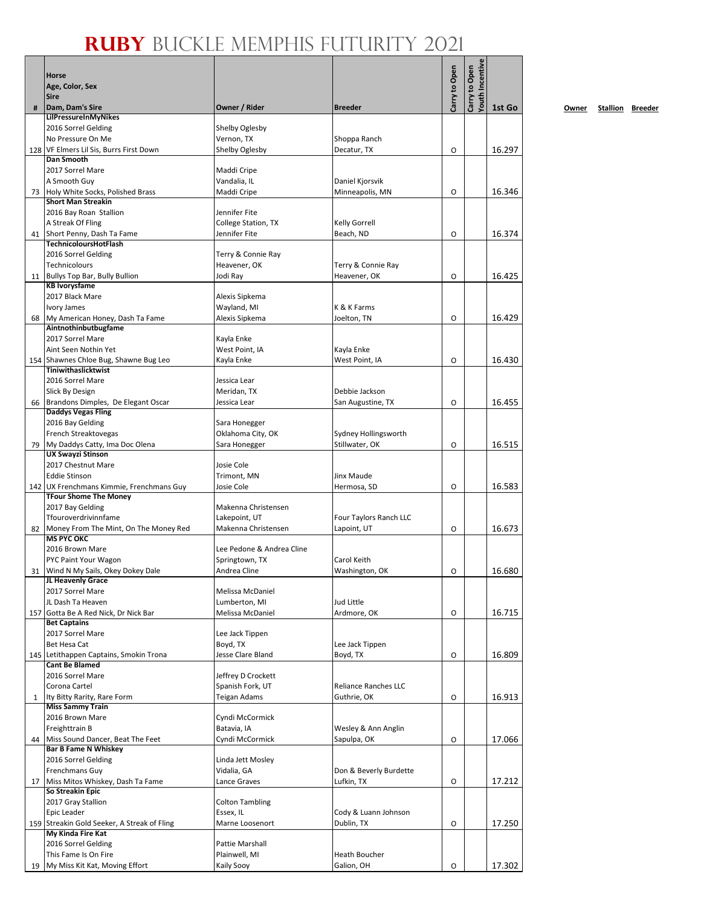# RUBY BUCKLE MEMPHIS FUTURITY 2021

| # | Horse<br>Age, Color, Sex<br>Sire<br>Dam, Dam's Sire | Owner / Rider | Breeder | Carry to Open | Carry to Open Youth Incentive | 1st Go |
|---|---|---|---|---|---|---|
| 128 | **LilPressureInMyNikes**<br>2016 Sorrel Gelding<br>No Pressure On Me<br>VF Elmers Lil Sis, Burrs First Down | Shelby Oglesby<br>Vernon, TX<br>Shelby Oglesby | Shoppa Ranch<br>Decatur, TX | O | | 16.297 |
| 73 | **Dan Smooth**<br>2017 Sorrel Mare<br>A Smooth Guy<br>Holy White Socks, Polished Brass | Maddi Cripe<br>Vandalia, IL<br>Maddi Cripe | Daniel Kjorsvik<br>Minneapolis, MN | O | | 16.346 |
| 41 | **Short Man Streakin**<br>2016 Bay Roan Stallion<br>A Streak Of Fling<br>Short Penny, Dash Ta Fame | Jennifer Fite<br>College Station, TX<br>Jennifer Fite | Kelly Gorrell<br>Beach, ND | O | | 16.374 |
| 11 | **TechnicoloursHotFlash**<br>2016 Sorrel Gelding<br>Technicolours<br>Bullys Top Bar, Bully Bullion | Terry & Connie Ray<br>Heavener, OK<br>Jodi Ray | Terry & Connie Ray<br>Heavener, OK | O | | 16.425 |
| 68 | **KB Ivorysfame**<br>2017 Black Mare<br>Ivory James<br>My American Honey, Dash Ta Fame | Alexis Sipkema<br>Wayland, MI<br>Alexis Sipkema | K & K Farms<br>Joelton, TN | O | | 16.429 |
| 154 | **Aintnothinbutbugfame**<br>2017 Sorrel Mare<br>Aint Seen Nothin Yet<br>Shawnes Chloe Bug, Shawne Bug Leo | Kayla Enke<br>West Point, IA<br>Kayla Enke | Kayla Enke<br>West Point, IA | O | | 16.430 |
| 66 | **Tiniwithaslicktwist**<br>2016 Sorrel Mare<br>Slick By Design<br>Brandons Dimples, De Elegant Oscar | Jessica Lear<br>Meridan, TX<br>Jessica Lear | Debbie Jackson<br>San Augustine, TX | O | | 16.455 |
| 79 | **Daddys Vegas Fling**<br>2016 Bay Gelding<br>French Streaktovegas<br>My Daddys Catty, Ima Doc Olena | Sara Honegger<br>Oklahoma City, OK<br>Sara Honegger | Sydney Hollingsworth<br>Stillwater, OK | O | | 16.515 |
| 142 | **UX Swayzi Stinson**<br>2017 Chestnut Mare<br>Eddie Stinson<br>UX Frenchmans Kimmie, Frenchmans Guy | Josie Cole<br>Trimont, MN<br>Josie Cole | Jinx Maude<br>Hermosa, SD | O | | 16.583 |
| 82 | **TFour Shome The Money**<br>2017 Bay Gelding<br>Tfouroverdrivinnfame<br>Money From The Mint, On The Money Red | Makenna Christensen<br>Lakepoint, UT<br>Makenna Christensen | Four Taylors Ranch LLC<br>Lapoint, UT | O | | 16.673 |
| 31 | **MS PYC OKC**<br>2016 Brown Mare<br>PYC Paint Your Wagon<br>Wind N My Sails, Okey Dokey Dale | Lee Pedone & Andrea Cline<br>Springtown, TX<br>Andrea Cline | Carol Keith<br>Washington, OK | O | | 16.680 |
| 157 | **JL Heavenly Grace**<br>2017 Sorrel Mare<br>JL Dash Ta Heaven<br>Gotta Be A Red Nick, Dr Nick Bar | Melissa McDaniel<br>Lumberton, MI<br>Melissa McDaniel | Jud Little<br>Ardmore, OK | O | | 16.715 |
| 145 | **Bet Captains**<br>2017 Sorrel Mare<br>Bet Hesa Cat<br>Letithappen Captains, Smokin Trona | Lee Jack Tippen<br>Boyd, TX<br>Jesse Clare Bland | Lee Jack Tippen<br>Boyd, TX | O | | 16.809 |
| 1 | **Cant Be Blamed**<br>2016 Sorrel Mare<br>Corona Cartel<br>Ity Bitty Rarity, Rare Form | Jeffrey D Crockett<br>Spanish Fork, UT<br>Teigan Adams | Reliance Ranches LLC<br>Guthrie, OK | O | | 16.913 |
| 44 | **Miss Sammy Train**<br>2016 Brown Mare<br>Freighttrain B<br>Miss Sound Dancer, Beat The Feet | Cyndi McCormick<br>Batavia, IA<br>Cyndi McCormick | Wesley & Ann Anglin<br>Sapulpa, OK | O | | 17.066 |
| 17 | **Bar B Fame N Whiskey**<br>2016 Sorrel Gelding<br>Frenchmans Guy<br>Miss Mitos Whiskey, Dash Ta Fame | Linda Jett Mosley<br>Vidalia, GA<br>Lance Graves | Don & Beverly Burdette<br>Lufkin, TX | O | | 17.212 |
| 159 | **So Streakin Epic**<br>2017 Gray Stallion<br>Epic Leader<br>Streakin Gold Seeker, A Streak of Fling | Colton Tambling<br>Essex, IL<br>Marne Loosenort | Cody & Luann Johnson<br>Dublin, TX | O | | 17.250 |
| 19 | **My Kinda Fire Kat**<br>2016 Sorrel Gelding<br>This Fame Is On Fire<br>My Miss Kit Kat, Moving Effort | Pattie Marshall<br>Plainwell, MI<br>Kaily Sooy | Heath Boucher<br>Galion, OH | O | | 17.302 |

Owner Stallion Breeder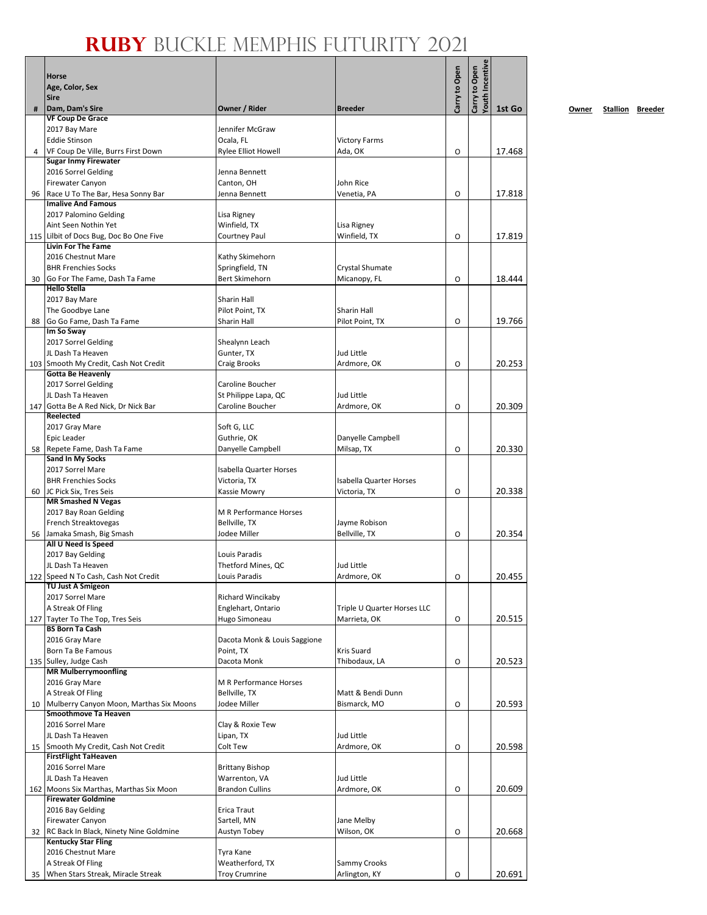# RUBY BUCKLE MEMPHIS FUTURITY 2021

| # | Horse<br>Age, Color, Sex<br>Sire<br>Dam, Dam's Sire | Owner / Rider | Breeder | Carry to Open | Carry to Open Youth Incentive | 1st Go |
|---|---|---|---|---|---|---|
| 4 | **VF Coup De Grace**<br>2017 Bay Mare<br>Eddie Stinson<br>VF Coup De Ville, Burrs First Down | Jennifer McGraw<br>Ocala, FL<br>Rylee Elliot Howell | Victory Farms<br>Ada, OK | O | | 17.468 |
| 96 | **Sugar Inmy Firewater**<br>2016 Sorrel Gelding<br>Firewater Canyon<br>Race U To The Bar, Hesa Sonny Bar | Jenna Bennett<br>Canton, OH<br>Jenna Bennett | John Rice<br>Venetia, PA | O | | 17.818 |
| 115 | **Imalive And Famous**<br>2017 Palomino Gelding<br>Aint Seen Nothin Yet<br>Lilbit of Docs Bug, Doc Bo One Five | Lisa Rigney<br>Winfield, TX<br>Courtney Paul | Lisa Rigney<br>Winfield, TX | O | | 17.819 |
| 30 | **Livin For The Fame**<br>2016 Chestnut Mare<br>BHR Frenchies Socks<br>Go For The Fame, Dash Ta Fame | Kathy Skimehorn<br>Springfield, TN<br>Bert Skimehorn | Crystal Shumate<br>Micanopy, FL | O | | 18.444 |
| 88 | **Hello Stella**<br>2017 Bay Mare<br>The Goodbye Lane<br>Go Go Fame, Dash Ta Fame | Sharin Hall<br>Pilot Point, TX<br>Sharin Hall | Sharin Hall<br>Pilot Point, TX | O | | 19.766 |
| 103 | **Im So Sway**<br>2017 Sorrel Gelding<br>JL Dash Ta Heaven<br>Smooth My Credit, Cash Not Credit | Shealynn Leach<br>Gunter, TX<br>Craig Brooks | Jud Little<br>Ardmore, OK | O | | 20.253 |
| 147 | **Gotta Be Heavenly**<br>2017 Sorrel Gelding<br>JL Dash Ta Heaven<br>Gotta Be A Red Nick, Dr Nick Bar | Caroline Boucher<br>St Philippe Lapa, QC<br>Caroline Boucher | Jud Little<br>Ardmore, OK | O | | 20.309 |
| 58 | **Reelected**<br>2017 Gray Mare<br>Epic Leader<br>Repete Fame, Dash Ta Fame | Soft G, LLC<br>Guthrie, OK<br>Danyelle Campbell | Danyelle Campbell<br>Milsap, TX | O | | 20.330 |
| 60 | **Sand In My Socks**<br>2017 Sorrel Mare<br>BHR Frenchies Socks<br>JC Pick Six, Tres Seis | Isabella Quarter Horses<br>Victoria, TX<br>Kassie Mowry | Isabella Quarter Horses<br>Victoria, TX | O | | 20.338 |
| 56 | **MR Smashed N Vegas**<br>2017 Bay Roan Gelding<br>French Streaktovegas<br>Jamaka Smash, Big Smash | M R Performance Horses<br>Bellville, TX<br>Jodee Miller | Jayme Robison<br>Bellville, TX | O | | 20.354 |
| 122 | **All U Need Is Speed**<br>2017 Bay Gelding<br>JL Dash Ta Heaven<br>Speed N To Cash, Cash Not Credit | Louis Paradis<br>Thetford Mines, QC<br>Louis Paradis | Jud Little<br>Ardmore, OK | O | | 20.455 |
| 127 | **TU Just A Smigeon**<br>2017 Sorrel Mare<br>A Streak Of Fling<br>Tayter To The Top, Tres Seis | Richard Wincikaby<br>Englehart, Ontario<br>Hugo Simoneau | Triple U Quarter Horses LLC<br>Marrieta, OK | O | | 20.515 |
| 135 | **BS Born Ta Cash**<br>2016 Gray Mare<br>Born Ta Be Famous<br>Sulley, Judge Cash | Dacota Monk & Louis Saggione<br>Point, TX<br>Dacota Monk | Kris Suard<br>Thibodaux, LA | O | | 20.523 |
| 10 | **MR Mulberrymoonfling**<br>2016 Gray Mare<br>A Streak Of Fling<br>Mulberry Canyon Moon, Marthas Six Moons | M R Performance Horses<br>Bellville, TX<br>Jodee Miller | Matt & Bendi Dunn<br>Bismarck, MO | O | | 20.593 |
| 15 | **Smoothmove Ta Heaven**<br>2016 Sorrel Mare<br>JL Dash Ta Heaven<br>Smooth My Credit, Cash Not Credit | Clay & Roxie Tew<br>Lipan, TX<br>Colt Tew | Jud Little<br>Ardmore, OK | O | | 20.598 |
| 162 | **FirstFlight TaHeaven**<br>2016 Sorrel Mare<br>JL Dash Ta Heaven<br>Moons Six Marthas, Marthas Six Moon | Brittany Bishop<br>Warrenton, VA<br>Brandon Cullins | Jud Little<br>Ardmore, OK | O | | 20.609 |
| 32 | **Firewater Goldmine**<br>2016 Bay Gelding<br>Firewater Canyon<br>RC Back In Black, Ninety Nine Goldmine | Erica Traut<br>Sartell, MN<br>Austyn Tobey | Jane Melby<br>Wilson, OK | O | | 20.668 |
| 35 | **Kentucky Star Fling**<br>2016 Chestnut Mare<br>A Streak Of Fling<br>When Stars Streak, Miracle Streak | Tyra Kane<br>Weatherford, TX<br>Troy Crumrine | Sammy Crooks<br>Arlington, KY | O | | 20.691 |

Owner Stallion Breeder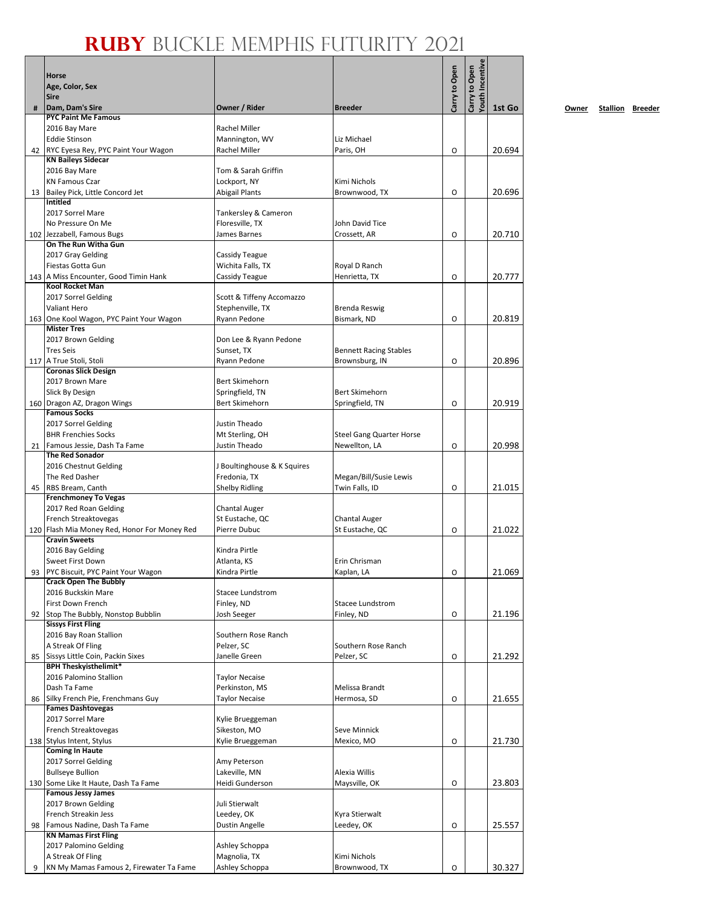# RUBY BUCKLE MEMPHIS FUTURITY 2021

| # | Horse<br>Age, Color, Sex<br>Sire<br>Dam, Dam's Sire | Owner / Rider | Breeder | Carry to Open | Carry to Open Youth Incentive | 1st Go |
|---|---|---|---|---|---|---|
| 42 | **PYC Paint Me Famous**<br>2016 Bay Mare<br>Eddie Stinson<br>RYC Eyesa Rey, PYC Paint Your Wagon | Rachel Miller<br>Mannington, WV<br>Rachel Miller | Liz Michael<br>Paris, OH | O | | 20.694 |
| 13 | **KN Baileys Sidecar**<br>2016 Bay Mare<br>KN Famous Czar<br>Bailey Pick, Little Concord Jet | Tom & Sarah Griffin<br>Lockport, NY<br>Abigail Plants | Kimi Nichols<br>Brownwood, TX | O | | 20.696 |
| 102 | **Intitled**<br>2017 Sorrel Mare<br>No Pressure On Me<br>Jezzabell, Famous Bugs | Tankersley & Cameron<br>Floresville, TX<br>James Barnes | John David Tice<br>Crossett, AR | O | | 20.710 |
| 143 | **On The Run Witha Gun**<br>2017 Gray Gelding<br>Fiestas Gotta Gun<br>A Miss Encounter, Good Timin Hank | Cassidy Teague<br>Wichita Falls, TX<br>Cassidy Teague | Royal D Ranch<br>Henrietta, TX | O | | 20.777 |
| 163 | **Kool Rocket Man**<br>2017 Sorrel Gelding<br>Valiant Hero<br>One Kool Wagon, PYC Paint Your Wagon | Scott & Tiffeny Accomazzo<br>Stephenville, TX<br>Ryann Pedone | Brenda Reswig<br>Bismark, ND | O | | 20.819 |
| 117 | **Mister Tres**<br>2017 Brown Gelding<br>Tres Seis<br>A True Stoli, Stoli | Don Lee & Ryann Pedone<br>Sunset, TX<br>Ryann Pedone | Bennett Racing Stables<br>Brownsburg, IN | O | | 20.896 |
| 160 | **Coronas Slick Design**<br>2017 Brown Mare<br>Slick By Design<br>Dragon AZ, Dragon Wings | Bert Skimehorn<br>Springfield, TN<br>Bert Skimehorn | Bert Skimehorn<br>Springfield, TN | O | | 20.919 |
| 21 | **Famous Socks**<br>2017 Sorrel Gelding<br>BHR Frenchies Socks<br>Famous Jessie, Dash Ta Fame | Justin Theado<br>Mt Sterling, OH<br>Justin Theado | Steel Gang Quarter Horse<br>Newellton, LA | O | | 20.998 |
| 45 | **The Red Sonador**<br>2016 Chestnut Gelding<br>The Red Dasher<br>RBS Bream, Canth | J Boultinghouse & K Squires<br>Fredonia, TX<br>Shelby Ridling | Megan/Bill/Susie Lewis<br>Twin Falls, ID | O | | 21.015 |
| 120 | **Frenchmoney To Vegas**<br>2017 Red Roan Gelding<br>French Streaktovegas<br>Flash Mia Money Red, Honor For Money Red | Chantal Auger<br>St Eustache, QC<br>Pierre Dubuc | Chantal Auger<br>St Eustache, QC | O | | 21.022 |
| 93 | **Cravin Sweets**<br>2016 Bay Gelding<br>Sweet First Down<br>PYC Biscuit, PYC Paint Your Wagon | Kindra Pirtle<br>Atlanta, KS<br>Kindra Pirtle | Erin Chrisman<br>Kaplan, LA | O | | 21.069 |
| 92 | **Crack Open The Bubbly**<br>2016 Buckskin Mare<br>First Down French<br>Stop The Bubbly, Nonstop Bubblin | Stacee Lundstrom<br>Finley, ND<br>Josh Seeger | Stacee Lundstrom<br>Finley, ND | O | | 21.196 |
| 85 | **Sissys First Fling**<br>2016 Bay Roan Stallion<br>A Streak Of Fling<br>Sissys Little Coin, Packin Sixes | Southern Rose Ranch<br>Pelzer, SC<br>Janelle Green | Southern Rose Ranch<br>Pelzer, SC | O | | 21.292 |
| 86 | **BPH Theskyisthelimit***<br>2016 Palomino Stallion<br>Dash Ta Fame<br>Silky French Pie, Frenchmans Guy | Taylor Necaise<br>Perkinston, MS<br>Taylor Necaise | Melissa Brandt<br>Hermosa, SD | O | | 21.655 |
| 138 | **Fames Dashtovegas**<br>2017 Sorrel Mare<br>French Streaktovegas<br>Stylus Intent, Stylus | Kylie Brueggeman<br>Sikeston, MO<br>Kylie Brueggeman | Seve Minnick<br>Mexico, MO | O | | 21.730 |
| 130 | **Coming In Haute**<br>2017 Sorrel Gelding<br>Bullseye Bullion<br>Some Like It Haute, Dash Ta Fame | Amy Peterson<br>Lakeville, MN<br>Heidi Gunderson | Alexia Willis<br>Maysville, OK | O | | 23.803 |
| 98 | **Famous Jessy James**<br>2017 Brown Gelding<br>French Streakin Jess<br>Famous Nadine, Dash Ta Fame | Juli Stierwalt<br>Leedey, OK<br>Dustin Angelle | Kyra Stierwalt<br>Leedey, OK | O | | 25.557 |
| 9 | **KN Mamas First Fling**<br>2017 Palomino Gelding<br>A Streak Of Fling<br>KN My Mamas Famous 2, Firewater Ta Fame | Ashley Schoppa<br>Magnolia, TX<br>Ashley Schoppa | Kimi Nichols<br>Brownwood, TX | O | | 30.327 |

Owner Stallion Breeder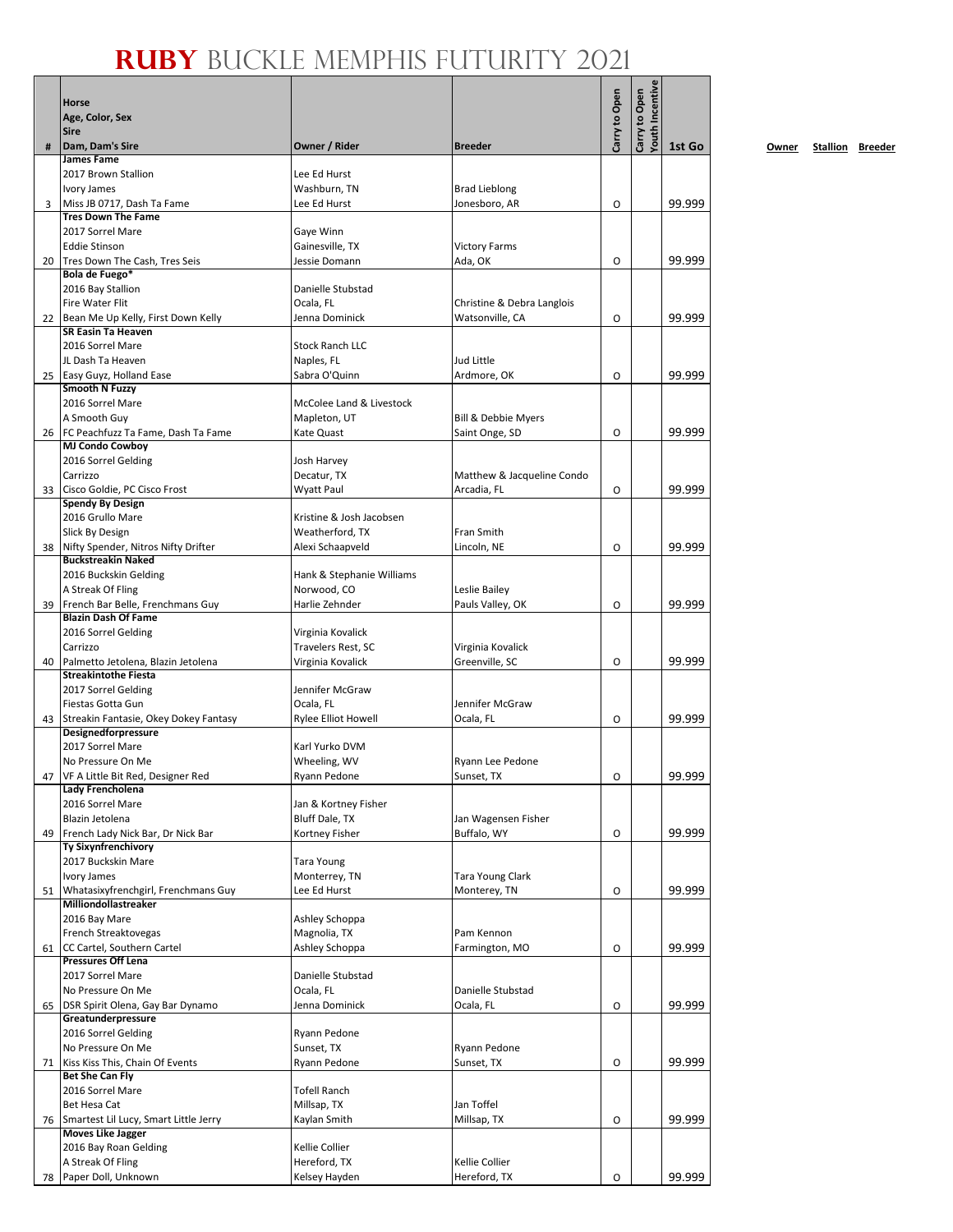# RUBY BUCKLE MEMPHIS FUTURITY 2021

| # | Horse<br>Age, Color, Sex<br>Sire<br>Dam, Dam's Sire | Owner / Rider | Breeder | Carry to Open | Carry to Open Youth Incentive | 1st Go |
|---|---|---|---|---|---|---|
| 3 | **James Fame**<br>2017 Brown Stallion<br>Ivory James<br>Miss JB 0717, Dash Ta Fame | Lee Ed Hurst<br>Washburn, TN<br>Lee Ed Hurst | Brad Lieblong<br>Jonesboro, AR | O | | 99.999 |
| 20 | **Tres Down The Fame**<br>2017 Sorrel Mare<br>Eddie Stinson<br>Tres Down The Cash, Tres Seis | Gaye Winn<br>Gainesville, TX<br>Jessie Domann | Victory Farms<br>Ada, OK | O | | 99.999 |
| 22 | **Bola de Fuego***<br>2016 Bay Stallion<br>Fire Water Flit<br>Bean Me Up Kelly, First Down Kelly | Danielle Stubstad<br>Ocala, FL<br>Jenna Dominick | Christine & Debra Langlois<br>Watsonville, CA | O | | 99.999 |
| 25 | **SR Easin Ta Heaven**<br>2016 Sorrel Mare<br>JL Dash Ta Heaven<br>Easy Guyz, Holland Ease | Stock Ranch LLC<br>Naples, FL<br>Sabra O'Quinn | Jud Little<br>Ardmore, OK | O | | 99.999 |
| 26 | **Smooth N Fuzzy**<br>2016 Sorrel Mare<br>A Smooth Guy<br>FC Peachfuzz Ta Fame, Dash Ta Fame | McColee Land & Livestock<br>Mapleton, UT<br>Kate Quast | Bill & Debbie Myers<br>Saint Onge, SD | O | | 99.999 |
| 33 | **MJ Condo Cowboy**<br>2016 Sorrel Gelding<br>Carrizzo<br>Cisco Goldie, PC Cisco Frost | Josh Harvey<br>Decatur, TX<br>Wyatt Paul | Matthew & Jacqueline Condo<br>Arcadia, FL | O | | 99.999 |
| 38 | **Spendy By Design**<br>2016 Grullo Mare<br>Slick By Design<br>Nifty Spender, Nitros Nifty Drifter | Kristine & Josh Jacobsen<br>Weatherford, TX<br>Alexi Schaapveld | Fran Smith<br>Lincoln, NE | O | | 99.999 |
| 39 | **Buckstreakin Naked**<br>2016 Buckskin Gelding<br>A Streak Of Fling<br>French Bar Belle, Frenchmans Guy | Hank & Stephanie Williams<br>Norwood, CO<br>Harlie Zehnder | Leslie Bailey<br>Pauls Valley, OK | O | | 99.999 |
| 40 | **Blazin Dash Of Fame**<br>2016 Sorrel Gelding<br>Carrizzo<br>Palmetto Jetolena, Blazin Jetolena | Virginia Kovalick<br>Travelers Rest, SC<br>Virginia Kovalick | Virginia Kovalick<br>Greenville, SC | O | | 99.999 |
| 43 | **Streakintothe Fiesta**<br>2017 Sorrel Gelding<br>Fiestas Gotta Gun<br>Streakin Fantasie, Okey Dokey Fantasy | Jennifer McGraw<br>Ocala, FL<br>Rylee Elliot Howell | Jennifer McGraw<br>Ocala, FL | O | | 99.999 |
| 47 | **Designedforpressure**<br>2017 Sorrel Mare<br>No Pressure On Me<br>VF A Little Bit Red, Designer Red | Karl Yurko DVM<br>Wheeling, WV<br>Ryann Pedone | Ryann Lee Pedone<br>Sunset, TX | O | | 99.999 |
| 49 | **Lady Frencholena**<br>2016 Sorrel Mare<br>Blazin Jetolena<br>French Lady Nick Bar, Dr Nick Bar | Jan & Kortney Fisher<br>Bluff Dale, TX<br>Kortney Fisher | Jan Wagensen Fisher<br>Buffalo, WY | O | | 99.999 |
| 51 | **Ty Sixynfrenchivory**<br>2017 Buckskin Mare<br>Ivory James<br>Whatasixyfrenchgirl, Frenchmans Guy | Tara Young<br>Monterrey, TN<br>Lee Ed Hurst | Tara Young Clark<br>Monterey, TN | O | | 99.999 |
| 61 | **Milliondollastreaker**<br>2016 Bay Mare<br>French Streaktovegas<br>CC Cartel, Southern Cartel | Ashley Schoppa<br>Magnolia, TX<br>Ashley Schoppa | Pam Kennon<br>Farmington, MO | O | | 99.999 |
| 65 | **Pressures Off Lena**<br>2017 Sorrel Mare<br>No Pressure On Me<br>DSR Spirit Olena, Gay Bar Dynamo | Danielle Stubstad<br>Ocala, FL<br>Jenna Dominick | Danielle Stubstad<br>Ocala, FL | O | | 99.999 |
| 71 | **Greatunderpressure**<br>2016 Sorrel Gelding<br>No Pressure On Me<br>Kiss Kiss This, Chain Of Events | Ryann Pedone<br>Sunset, TX<br>Ryann Pedone | Ryann Pedone<br>Sunset, TX | O | | 99.999 |
| 76 | **Bet She Can Fly**<br>2016 Sorrel Mare<br>Bet Hesa Cat<br>Smartest Lil Lucy, Smart Little Jerry | Tofell Ranch<br>Millsap, TX<br>Kaylan Smith | Jan Toffel<br>Millsap, TX | O | | 99.999 |
| 78 | **Moves Like Jagger**<br>2016 Bay Roan Gelding<br>A Streak Of Fling<br>Paper Doll, Unknown | Kellie Collier<br>Hereford, TX<br>Kelsey Hayden | Kellie Collier<br>Hereford, TX | O | | 99.999 |

Owner Stallion Breeder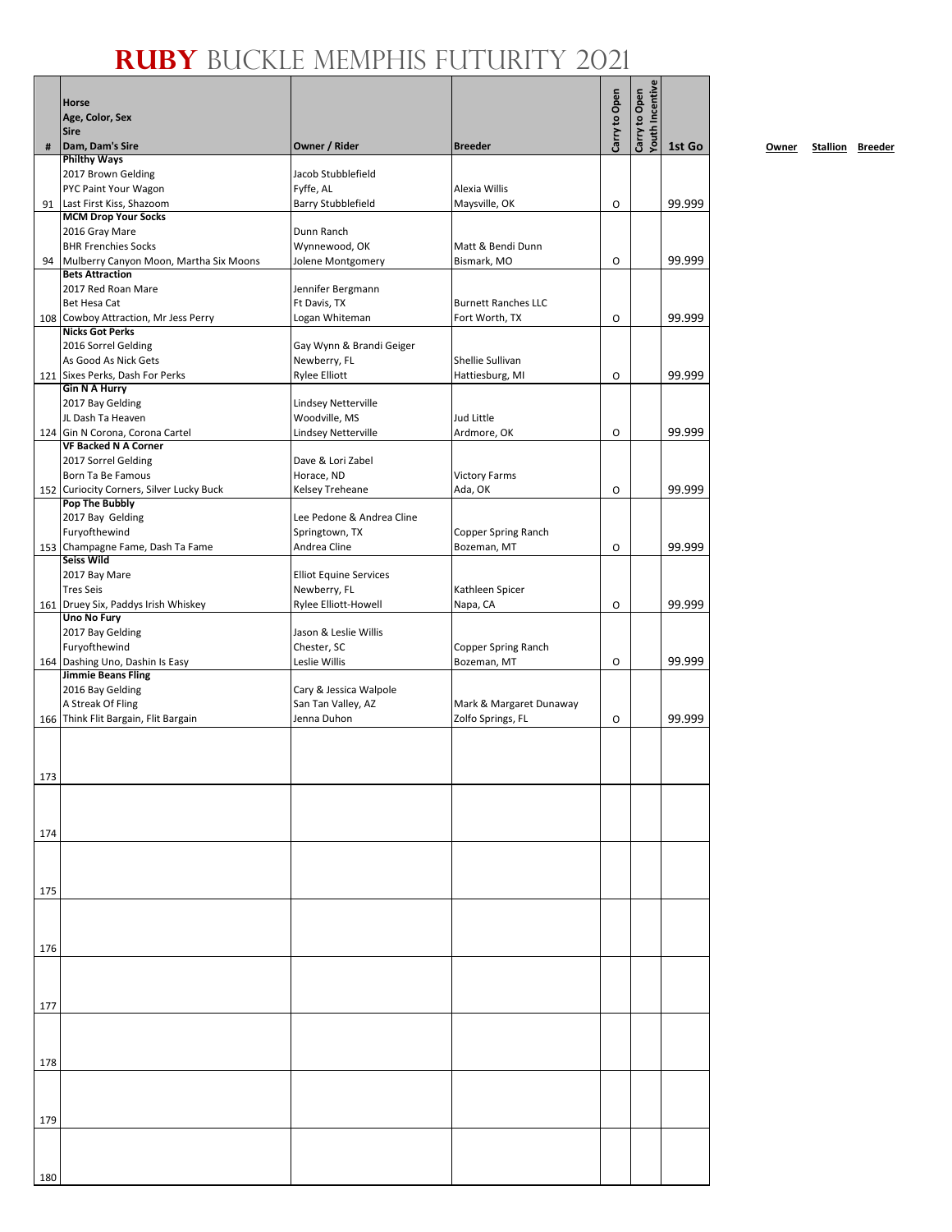# RUBY BUCKLE MEMPHIS FUTURITY 2021

| # | Horse<br>Age, Color, Sex<br>Sire<br>Dam, Dam's Sire | Owner / Rider | Breeder | Carry to Open | Carry to Open Youth Incentive | 1st Go |
|---|---|---|---|---|---|---|
| 91 | **Philthy Ways**<br>2017 Brown Gelding<br>PYC Paint Your Wagon<br>Last First Kiss, Shazoom | Jacob Stubblefield<br>Fyffe, AL<br>Barry Stubblefield | Alexia Willis<br>Maysville, OK | O | | 99.999 |
| 94 | **MCM Drop Your Socks**<br>2016 Gray Mare<br>BHR Frenchies Socks<br>Mulberry Canyon Moon, Martha Six Moons | Dunn Ranch<br>Wynnewood, OK<br>Jolene Montgomery | Matt & Bendi Dunn<br>Bismark, MO | O | | 99.999 |
| 108 | **Bets Attraction**<br>2017 Red Roan Mare<br>Bet Hesa Cat<br>Cowboy Attraction, Mr Jess Perry | Jennifer Bergmann<br>Ft Davis, TX<br>Logan Whiteman | Burnett Ranches LLC<br>Fort Worth, TX | O | | 99.999 |
| 121 | **Nicks Got Perks**<br>2016 Sorrel Gelding<br>As Good As Nick Gets<br>Sixes Perks, Dash For Perks | Gay Wynn & Brandi Geiger<br>Newberry, FL<br>Rylee Elliott | Shellie Sullivan<br>Hattiesburg, MI | O | | 99.999 |
| 124 | **Gin N A Hurry**<br>2017 Bay Gelding<br>JL Dash Ta Heaven<br>Gin N Corona, Corona Cartel | Lindsey Netterville<br>Woodville, MS<br>Lindsey Netterville | Jud Little<br>Ardmore, OK | O | | 99.999 |
| 152 | **VF Backed N A Corner**<br>2017 Sorrel Gelding<br>Born Ta Be Famous<br>Curiocity Corners, Silver Lucky Buck | Dave & Lori Zabel<br>Horace, ND<br>Kelsey Treheane | Victory Farms<br>Ada, OK | O | | 99.999 |
| 153 | **Pop The Bubbly**<br>2017 Bay Gelding<br>Furyofthewind<br>Champagne Fame, Dash Ta Fame | Lee Pedone & Andrea Cline<br>Springtown, TX<br>Andrea Cline | Copper Spring Ranch<br>Bozeman, MT | O | | 99.999 |
| 161 | **Seiss Wild**<br>2017 Bay Mare<br>Tres Seis<br>Druey Six, Paddys Irish Whiskey | Elliot Equine Services<br>Newberry, FL<br>Rylee Elliott-Howell | Kathleen Spicer<br>Napa, CA | O | | 99.999 |
| 164 | **Uno No Fury**<br>2017 Bay Gelding<br>Furyofthewind<br>Dashing Uno, Dashin Is Easy | Jason & Leslie Willis<br>Chester, SC<br>Leslie Willis | Copper Spring Ranch<br>Bozeman, MT | O | | 99.999 |
| 166 | **Jimmie Beans Fling**<br>2016 Bay Gelding<br>A Streak Of Fling<br>Think Flit Bargain, Flit Bargain | Cary & Jessica Walpole<br>San Tan Valley, AZ<br>Jenna Duhon | Mark & Margaret Dunaway<br>Zolfo Springs, FL | O | | 99.999 |
| 173 | | | | | | |
| 174 | | | | | | |
| 175 | | | | | | |
| 176 | | | | | | |
| 177 | | | | | | |
| 178 | | | | | | |
| 179 | | | | | | |
| 180 | | | | | | |

Owner Stallion Breeder